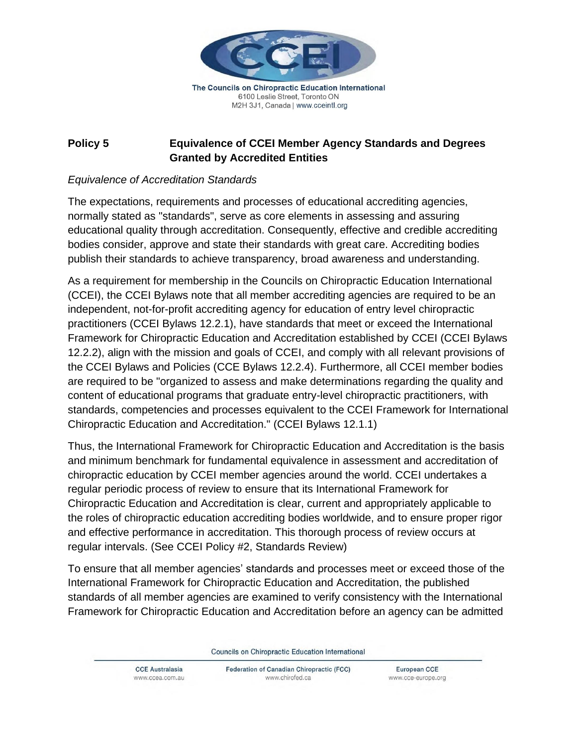The Councils on Chiropractic Education International
6100 Leslie Street, Toronto ON
M2H 3J1, Canada | www.cceintl.org

## Policy 5 Equivalence of CCEI Member Agency Standards and Degrees Granted by Accredited Entities

*Equivalence of Accreditation Standards*

The expectations, requirements and processes of educational accrediting agencies, normally stated as "standards", serve as core elements in assessing and assuring educational quality through accreditation. Consequently, effective and credible accrediting bodies consider, approve and state their standards with great care. Accrediting bodies publish their standards to achieve transparency, broad awareness and understanding.

As a requirement for membership in the Councils on Chiropractic Education International (CCEI), the CCEI Bylaws note that all member accrediting agencies are required to be an independent, not-for-profit accrediting agency for education of entry level chiropractic practitioners (CCEI Bylaws 12.2.1), have standards that meet or exceed the International Framework for Chiropractic Education and Accreditation established by CCEI (CCEI Bylaws 12.2.2), align with the mission and goals of CCEI, and comply with all relevant provisions of the CCEI Bylaws and Policies (CCE Bylaws 12.2.4). Furthermore, all CCEI member bodies are required to be "organized to assess and make determinations regarding the quality and content of educational programs that graduate entry-level chiropractic practitioners, with standards, competencies and processes equivalent to the CCEI Framework for International Chiropractic Education and Accreditation." (CCEI Bylaws 12.1.1)

Thus, the International Framework for Chiropractic Education and Accreditation is the basis and minimum benchmark for fundamental equivalence in assessment and accreditation of chiropractic education by CCEI member agencies around the world. CCEI undertakes a regular periodic process of review to ensure that its International Framework for Chiropractic Education and Accreditation is clear, current and appropriately applicable to the roles of chiropractic education accrediting bodies worldwide, and to ensure proper rigor and effective performance in accreditation. This thorough process of review occurs at regular intervals. (See CCEI Policy #2, Standards Review)

To ensure that all member agencies' standards and processes meet or exceed those of the International Framework for Chiropractic Education and Accreditation, the published standards of all member agencies are examined to verify consistency with the International Framework for Chiropractic Education and Accreditation before an agency can be admitted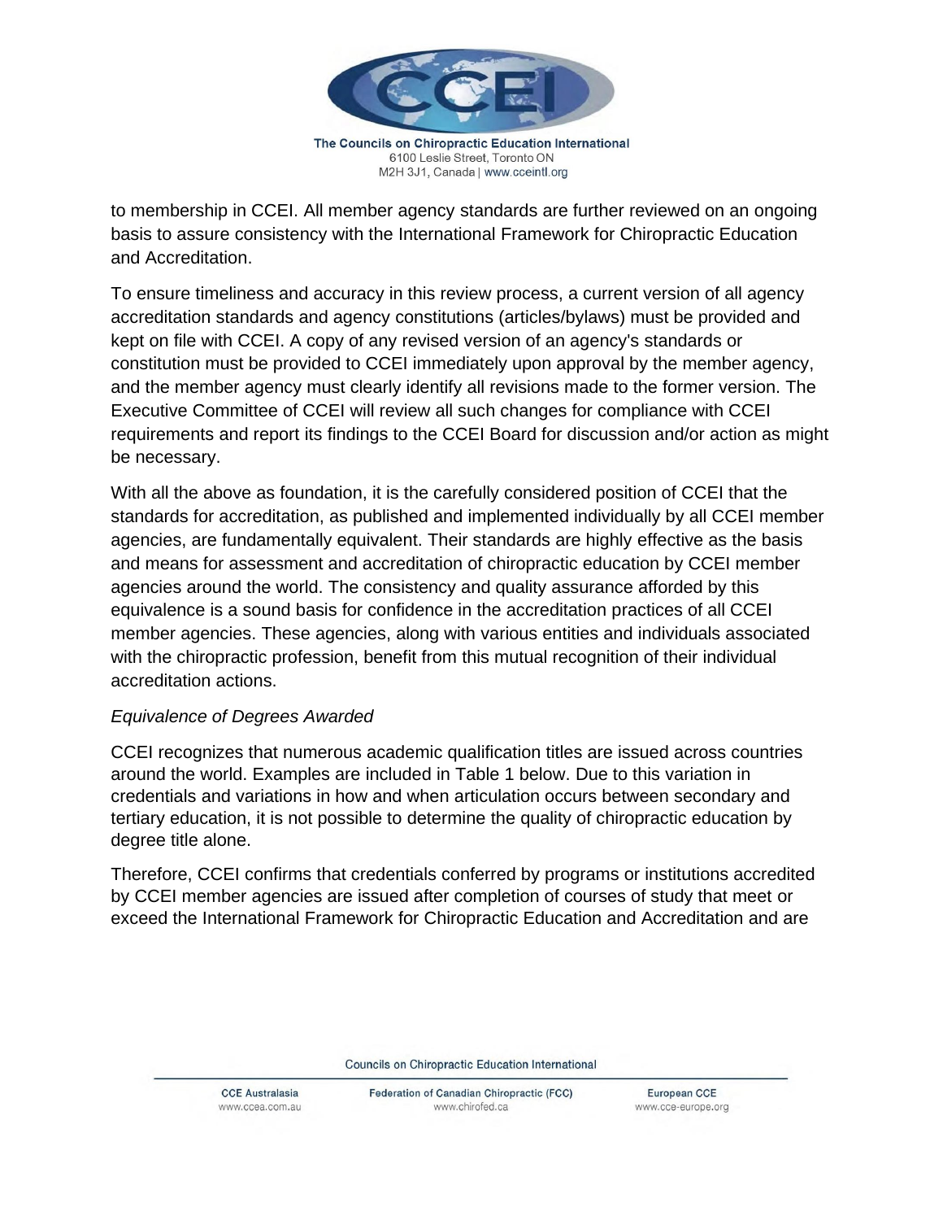to membership in CCEI. All member agency standards are further reviewed on an ongoing basis to assure consistency with the International Framework for Chiropractic Education and Accreditation.

To ensure timeliness and accuracy in this review process, a current version of all agency accreditation standards and agency constitutions (articles/bylaws) must be provided and kept on file with CCEI. A copy of any revised version of an agency's standards or constitution must be provided to CCEI immediately upon approval by the member agency, and the member agency must clearly identify all revisions made to the former version. The Executive Committee of CCEI will review all such changes for compliance with CCEI requirements and report its findings to the CCEI Board for discussion and/or action as might be necessary.

With all the above as foundation, it is the carefully considered position of CCEI that the standards for accreditation, as published and implemented individually by all CCEI member agencies, are fundamentally equivalent. Their standards are highly effective as the basis and means for assessment and accreditation of chiropractic education by CCEI member agencies around the world. The consistency and quality assurance afforded by this equivalence is a sound basis for confidence in the accreditation practices of all CCEI member agencies. These agencies, along with various entities and individuals associated with the chiropractic profession, benefit from this mutual recognition of their individual accreditation actions.

*Equivalence of Degrees Awarded*

CCEI recognizes that numerous academic qualification titles are issued across countries around the world. Examples are included in Table 1 below. Due to this variation in credentials and variations in how and when articulation occurs between secondary and tertiary education, it is not possible to determine the quality of chiropractic education by degree title alone.

Therefore, CCEI confirms that credentials conferred by programs or institutions accredited by CCEI member agencies are issued after completion of courses of study that meet or exceed the International Framework for Chiropractic Education and Accreditation and are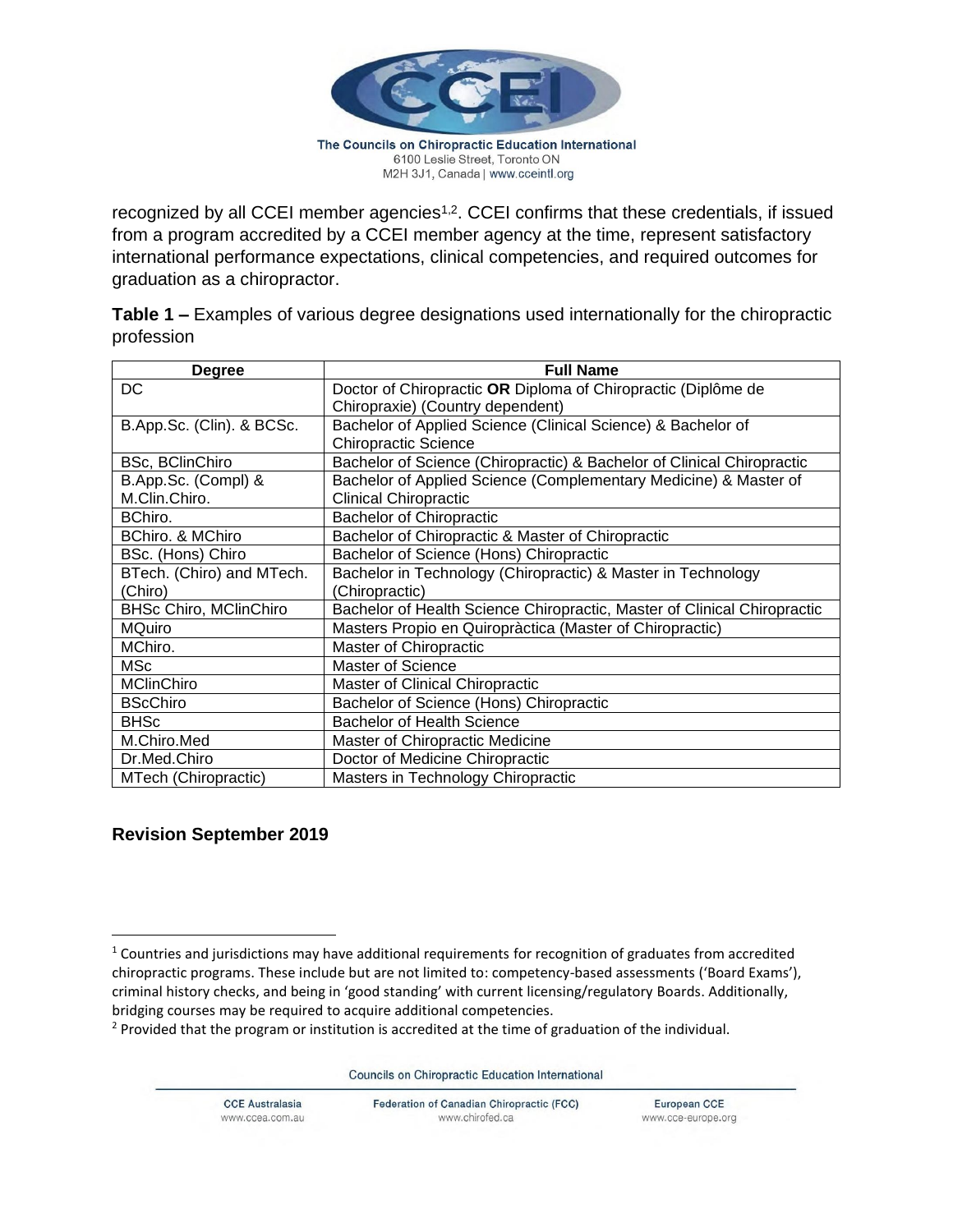recognized by all CCEI member agencies[1,2]. CCEI confirms that these credentials, if issued from a program accredited by a CCEI member agency at the time, represent satisfactory international performance expectations, clinical competencies, and required outcomes for graduation as a chiropractor.

**Table 1 –** Examples of various degree designations used internationally for the chiropractic profession

| Degree | Full Name |
|---|---|
| DC | Doctor of Chiropractic **OR** Diploma of Chiropractic (Diplôme de Chiropraxie) (Country dependent) |
| B.App.Sc. (Clin). & BCSc. | Bachelor of Applied Science (Clinical Science) & Bachelor of Chiropractic Science |
| BSc, BClinChiro | Bachelor of Science (Chiropractic) & Bachelor of Clinical Chiropractic |
| B.App.Sc. (Compl) & M.Clin.Chiro. | Bachelor of Applied Science (Complementary Medicine) & Master of Clinical Chiropractic |
| BChiro. | Bachelor of Chiropractic |
| BChiro. & MChiro | Bachelor of Chiropractic & Master of Chiropractic |
| BSc. (Hons) Chiro | Bachelor of Science (Hons) Chiropractic |
| BTech. (Chiro) and MTech. (Chiro) | Bachelor in Technology (Chiropractic) & Master in Technology (Chiropractic) |
| BHSc Chiro, MClinChiro | Bachelor of Health Science Chiropractic, Master of Clinical Chiropractic |
| MQuiro | Masters Propio en Quiropràctica (Master of Chiropractic) |
| MChiro. | Master of Chiropractic |
| MSc | Master of Science |
| MClinChiro | Master of Clinical Chiropractic |
| BScChiro | Bachelor of Science (Hons) Chiropractic |
| BHSc | Bachelor of Health Science |
| M.Chiro.Med | Master of Chiropractic Medicine |
| Dr.Med.Chiro | Doctor of Medicine Chiropractic |
| MTech (Chiropractic) | Masters in Technology Chiropractic |

**Revision September 2019**

[1] Countries and jurisdictions may have additional requirements for recognition of graduates from accredited chiropractic programs. These include but are not limited to: competency-based assessments ('Board Exams'), criminal history checks, and being in 'good standing' with current licensing/regulatory Boards. Additionally, bridging courses may be required to acquire additional competencies.

[2] Provided that the program or institution is accredited at the time of graduation of the individual.